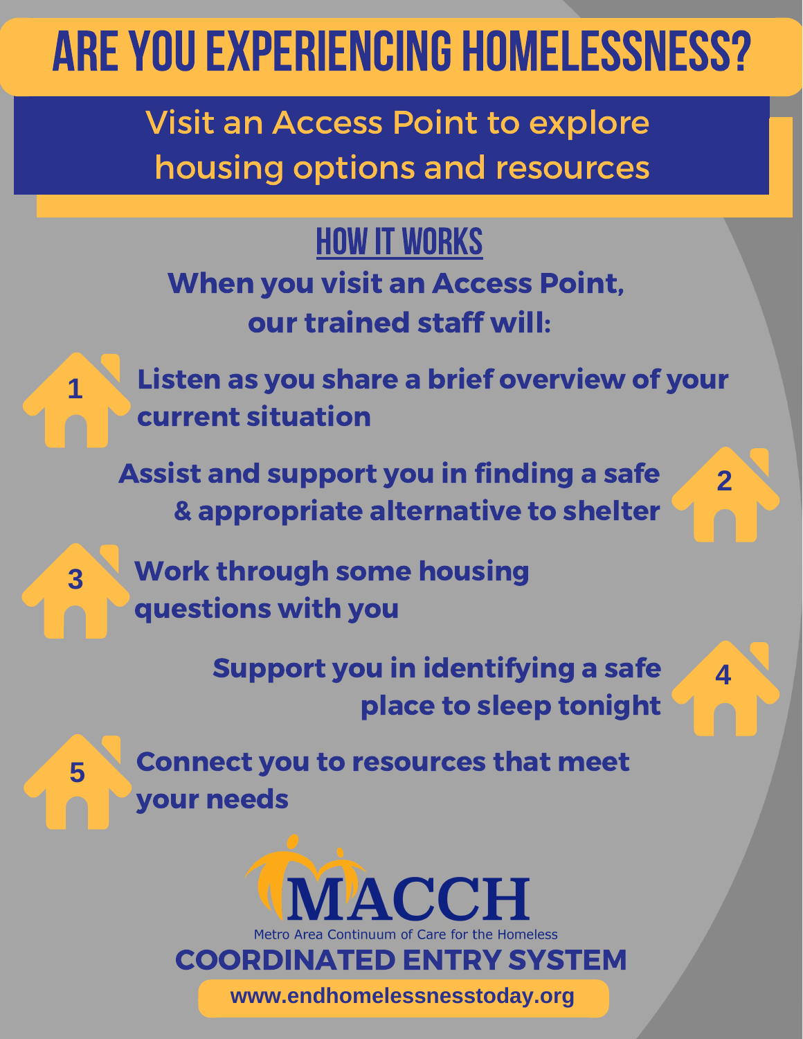# ARE YOU EXPERIENCING HOMELESSNESS?

## Visit an Access Point to explore housing options and resources

### HOW IT WORKS

**When you visit an Access Point, our trained staff will:**

1. **Listen as you share a brief overview of your current situation**
2. **Assist and support you in finding a safe & appropriate alternative to shelter**
3. **Work through some housing questions with you**
4. **Support you in identifying a safe place to sleep tonight**
5. **Connect you to resources that meet your needs**

MACCH

Metro Area Continuum of Care for the Homeless

**COORDINATED ENTRY SYSTEM**

**www.endhomelessnesstoday.org**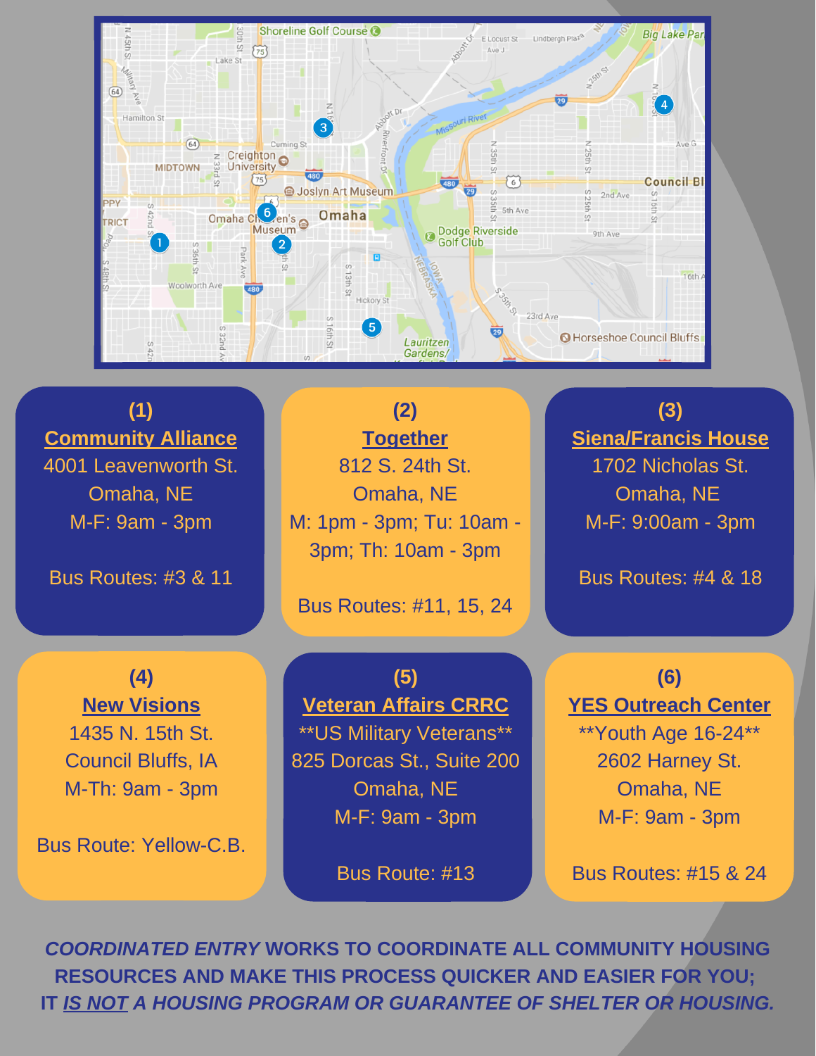### (1) Community Alliance
4001 Leavenworth St.
Omaha, NE
M-F: 9am - 3pm

Bus Routes: #3 & 11

### (2) Together
812 S. 24th St.
Omaha, NE
M: 1pm - 3pm; Tu: 10am - 3pm; Th: 10am - 3pm

Bus Routes: #11, 15, 24

### (3) Siena/Francis House
1702 Nicholas St.
Omaha, NE
M-F: 9:00am - 3pm

Bus Routes: #4 & 18

### (4) New Visions
1435 N. 15th St.
Council Bluffs, IA
M-Th: 9am - 3pm

Bus Route: Yellow-C.B.

### (5) Veteran Affairs CRRC
**US Military Veterans**
825 Dorcas St., Suite 200
Omaha, NE
M-F: 9am - 3pm

Bus Route: #13

### (6) YES Outreach Center
**Youth Age 16-24**
2602 Harney St.
Omaha, NE
M-F: 9am - 3pm

Bus Routes: #15 & 24

***COORDINATED ENTRY* WORKS TO COORDINATE ALL COMMUNITY HOUSING RESOURCES AND MAKE THIS PROCESS QUICKER AND EASIER FOR YOU; IT *IS NOT* A HOUSING PROGRAM OR GUARANTEE OF SHELTER OR HOUSING.**